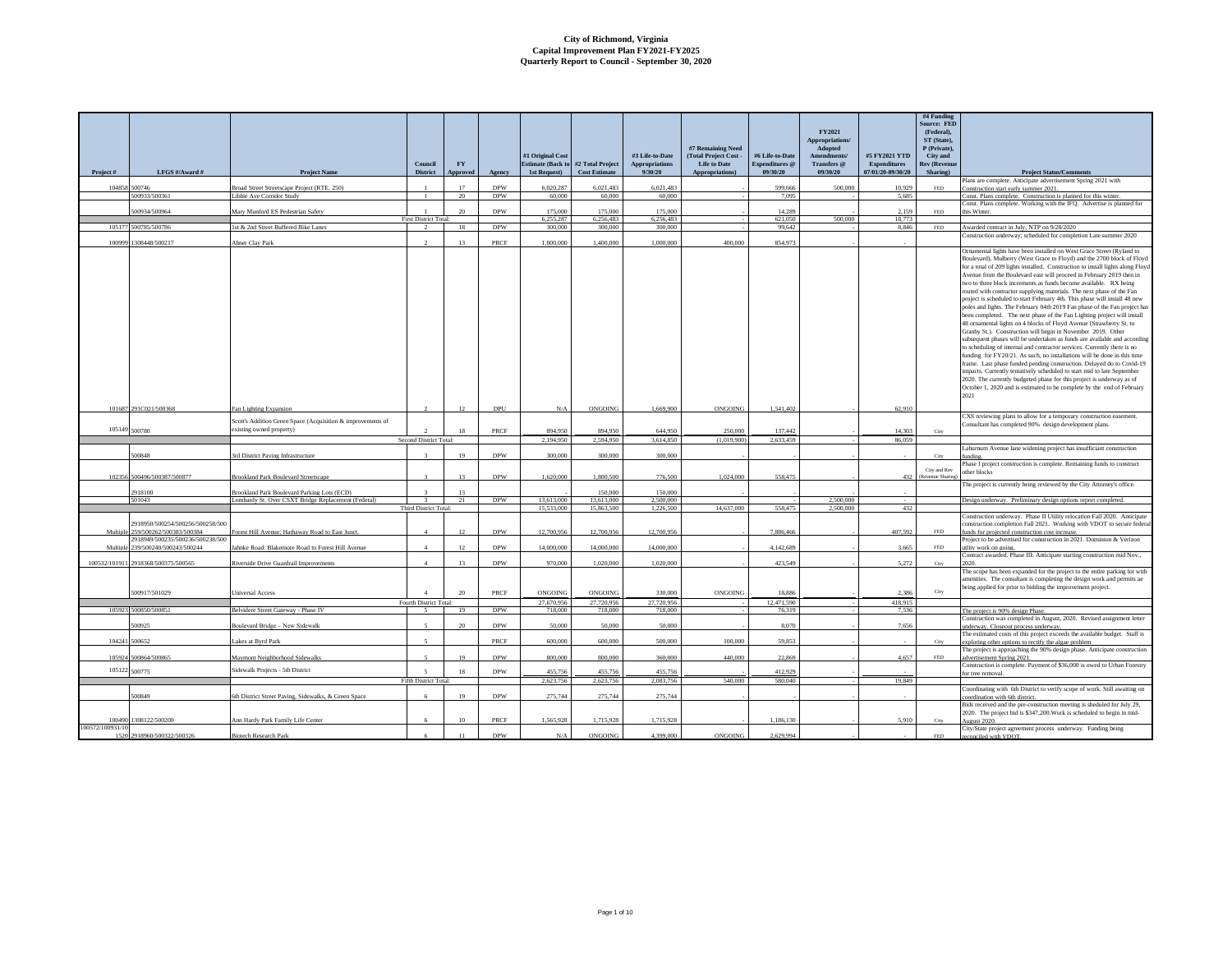# City of Richmond, Virginia
## Capital Improvement Plan FY2021-FY2025
### Quarterly Report to Council - September 30, 2020

| Project # | LFGS #/Award # | Project Name | Council District | FY Approved | Agency | #1 Original Cost Estimate (Back to 1st Request) | #2 Total Project Cost Estimate | #3 Life-to-Date Appropriations 9/30/20 | #7 Remaining Need (Total Project Cost - Life to Date Appropriations) | #6 Life-to-Date Expenditures @ 09/30/20 | FY2021 Appropriations/ Adopted Amendments/ Transfers @ 09/30/20 | #5 FY2021 YTD Expenditures 07/01/20-09/30/20 | #4 Funding Source: FED (Federal), ST (State), P (Private), City and Rev (Revenue Sharing) | Project Status/Comments |
|---|---|---|---|---|---|---|---|---|---|---|---|---|---|---|
| 104858 | 500746 | Broad Street Streetscape Project (RTE. 250) | 1 | 17 | DPW | 6,020,287 | 6,021,483 | 6,021,483 | - | 599,666 | 500,000 | 10,929 | FED | Plans are complete. Anticipate advertisement Spring 2021 with Construction start early summer 2021. |
| | 500933/500361 | Libbie Ave Corridor Study | 1 | 20 | DPW | 60,000 | 60,000 | 60,000 | - | 7,095 | - | 5,685 | | Const. Plans complete. Construction is planned for this winter. |
| | 500934/500964 | Mary Munford ES Pedestrian Safety | 1 | 20 | DPW | 175,000 | 175,000 | 175,000 | - | 14,289 | - | 2,159 | FED | Const. Plans complete. Working with the IFQ. Advertise is planned for this Winter. |
| | | | First District Total: | | | 6,255,287 | 6,256,483 | 6,256,483 | - | 621,050 | 500,000 | 18,773 | | |
| 105177 | 500785/500786 | 1st & 2nd Street Buffered Bike Lanes | 2 | 18 | DPW | 300,000 | 300,000 | 300,000 | - | 99,642 | - | 8,846 | FED | Awarded contract in July, NTP on 9/28/2020 |
| 100999 | 1308448/500217 | Abner Clay Park | 2 | 13 | PRCF | 1,000,000 | 1,400,000 | 1,000,000 | 400,000 | 854,973 | - | - | | Construction underway; scheduled for completion Late summer 2020 |
| 101687 | 291C021/500368 | Fan Lighting Expansion | 2 | 12 | DPU | N/A | ONGOING | 1,669,900 | ONGOING | 1,541,402 | - | 62,910 | | Ornamental lights have been installed on West Grace Street (Ryland to Boulevard), Mulberry (West Grace to Floyd) and the 2700 block of Floyd for a total of 209 lights installed. Construction to install lights along Floyd Avenue from the Boulevard east will proceed in February 2019 then in two to three block increments as funds become available. RX being routed with contractor supplying materials. The next phase of the Fan project is scheduled to start February 4th. This phase will install 48 new poles and lights. The February 04th 2019 Fan phase of the Fan project has been completed. The next phase of the Fan Lighting project will install 48 ornamental lights on 4 blocks of Floyd Avenue (Strawberry St. to Granby St.). Construction will begin in November 2019. Other subsequent phases will be undertaken as funds are available and according to scheduling of internal and contractor services. Currently there is no funding for FY20/21. As such, no installations will be done in this time frame. Last phase funded pending construction. Delayed do to Covid-19 impacts. Currently tentatively scheduled to start mid to late September 2020. The currently budgeted phase for this project is underway as of October 1, 2020 and is estimated to be complete by the end of February 2021 |
| 105149 | 500780 | Scott's Addition Green Space (Acquisition & improvements of existing owned property) | 2 | 18 | PRCF | 894,950 | 894,950 | 644,950 | 250,000 | 137,442 | - | 14,303 | City | CXS reviewing plans to allow for a temporary construction easement. Consultant has completed 90% design development plans. |
| | | | Second District Total: | | | 2,194,950 | 2,594,950 | 3,614,850 | (1,019,900) | 2,633,459 | - | 86,059 | | |
| | 500848 | 3rd District Paving Infrastructure | 3 | 19 | DPW | 300,000 | 300,000 | 300,000 | - | - | - | - | City | Laburnum Avenue lane widening project has insufficient construction funding. |
| 102356 | 500496/500387/500877 | Brookland Park Boulevard Streetscape | 3 | 13 | DPW | 1,620,000 | 1,800,500 | 776,500 | 1,024,000 | 558,475 | | 432 | City and Rev (Revenue Sharing) | Phase I project construction is complete. Remaining funds to construct other blocks |
| | 2918100 | Brookland Park Boulevard Parking Lots (ECD) | 3 | 13 | | - | 150,000 | 150,000 | - | | - | - | | The project is currently being reviewed by the City Attorney's office. |
| | 501043 | Lombardy St. Over CSXT Bridge Replacement (Federal) | 3 | 21 | DPW | 13,613,000 | 13,613,000 | 2,500,000 | | - | 2,500,000 | - | | Design underway. Preliminary design options report completed. |
| | | | Third District Total: | | | 15,533,000 | 15,863,500 | 1,226,500 | 14,637,000 | 558,475 | 2,500,000 | 432 | | |
| Multiple | 2918950/500254/500256/500258/500259/500262/500383/500384 | Forest Hill Avenue: Hathaway Road to East Junct. | 4 | 12 | DPW | 12,700,956 | 12,700,956 | 12,700,956 | - | 7,886,466 | - | 407,592 | FED | Construction underway. Phase II Utility relocation Fall 2020. Anticipate construction completion Fall 2021. Working with VDOT to secure federal funds for projected construction cost increase. |
| Multiple | 2918949/500235/500236/500238/500239/500240/500243/500244 | Jahnke Road: Blakemore Road to Forest Hill Avenue | 4 | 12 | DPW | 14,000,000 | 14,000,000 | 14,000,000 | - | 4,142,689 | - | 3,665 | FED | Project to be advertised for construction in 2021. Dominion & Verizon utility work on going. |
| 100532/101911 | 2918368/500375/500565 | Riverside Drive Guardrail Improvements | 4 | 13 | DPW | 970,000 | 1,020,000 | 1,020,000 | - | 423,549 | - | 5,272 | City | Contract awarded. Phase III: Anticipate starting construction mid Nov., 2020. |
| | 500917/501029 | Universal Access | 4 | 20 | PRCF | ONGOING | ONGOING | 330,000 | ONGOING | 18,886 | - | 2,386 | City | The scope has been expanded for the project to the entire parking lot with amenities. The consultant is completing the design work and permits ae being applied for prior to bidding the improvement project. |
| | | | Fourth District Total: | | | 27,670,956 | 27,720,956 | 27,720,956 | - | 12,471,590 | - | 418,915 | | |
| 105923 | 500850/500851 | Belvidere Street Gateway - Phase IV | 5 | 19 | DPW | 718,000 | 718,000 | 718,000 | - | 76,319 | - | 7,536 | | The project is 90% design Phase. |
| | 500925 | Boulevard Bridge – New Sidewalk | 5 | 20 | DPW | 50,000 | 50,000 | 50,000 | | 8,070 | | 7,656 | | Construction was completed in August, 2020. Revised assignment letter underway. Closeout process underway. |
| 104241 | 500652 | Lakes at Byrd Park | 5 | | PRCF | 600,000 | 600,000 | 500,000 | 100,000 | 59,853 | | - | City | The estimated costs of this project exceeds the available budget. Staff is exploring other options to rectify the algae problem |
| 105924 | 500864/500865 | Maymont Neighborhood Sidewalks | 5 | 19 | DPW | 800,000 | 800,000 | 360,000 | 440,000 | 22,869 | - | 4,657 | FED | The project is approaching the 90% design phase. Anticipate construction advertisement Spring 2021. |
| 105122 | 500775 | Sidewalk Projects - 5th District | 5 | 18 | DPW | 455,756 | 455,756 | 455,756 | - | 412,929 | - | - | | Construction is complete. Payment of $36,000 is owed to Urban Forestry for tree removal. |
| | | | Fifth District Total: | | | 2,623,756 | 2,623,756 | 2,083,756 | 540,000 | 580,040 | - | 19,849 | | |
| | 500849 | 6th District Street Paving, Sidewalks, & Green Space | 6 | 19 | DPW | 275,744 | 275,744 | 275,744 | - | - | - | - | | Coordinating with 6th District to verify scope of work. Still awaiting on coordination with 6th district. |
| 100490 | 1308122/500200 | Ann Hardy Park Family Life Center | 6 | 10 | PRCF | 1,565,928 | 1,715,928 | 1,715,928 | - | 1,186,130 | - | 5,910 | City | Bids received and the pre-construction meeting is sheduled for July 29, 2020. The project bid is $347,200.Work is scheduled to begin in mid-August 2020. |
| 100572/100931/101520 | 2918960/500322/500326 | Biotech Research Park | 6 | 11 | DPW | N/A | ONGOING | 4,399,000 | ONGOING | 2,629,994 | - | - | FED | City/State project agreement process underway. Funding being reconciled with VDOT. |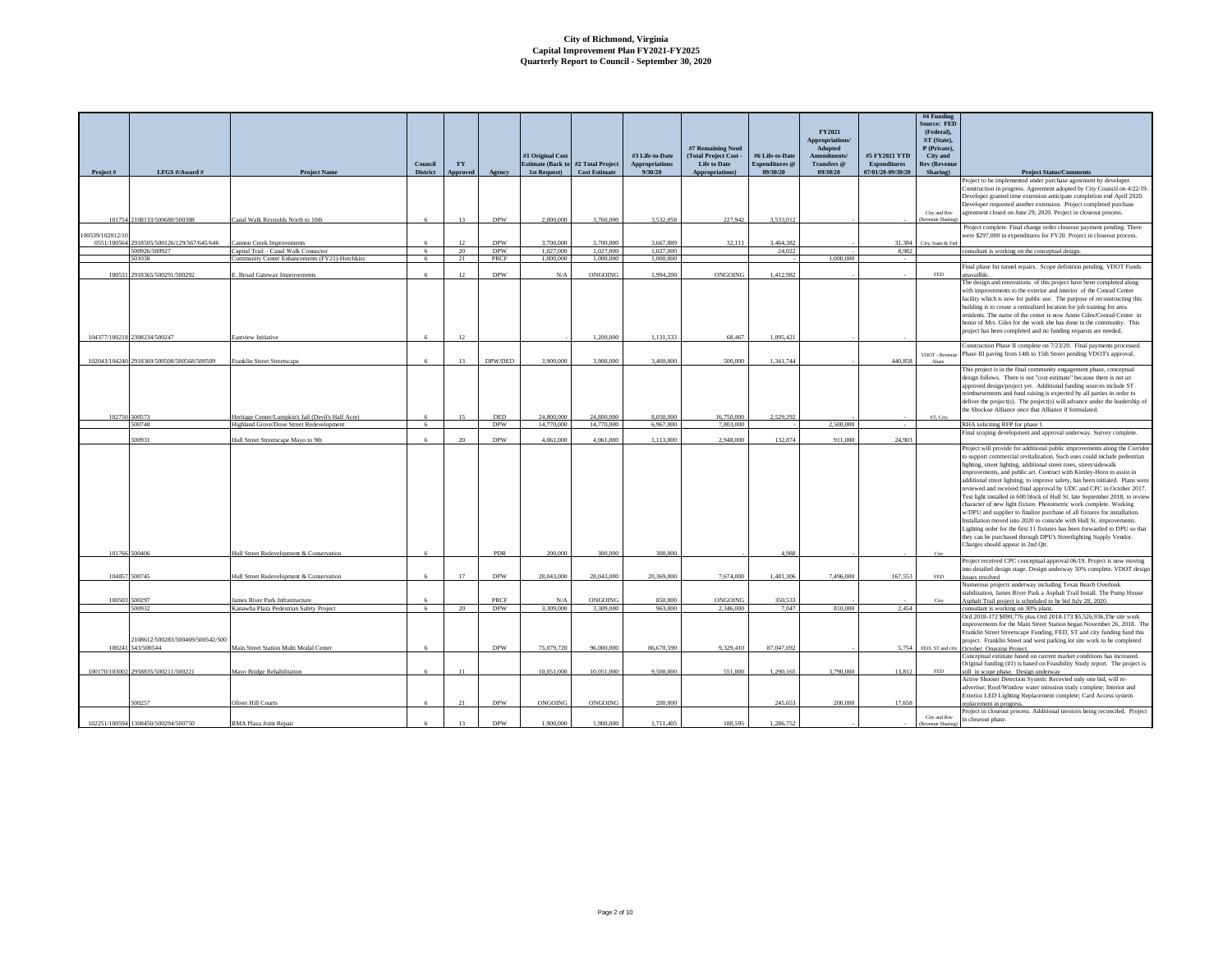# City of Richmond, Virginia
## Capital Improvement Plan FY2021-FY2025
### Quarterly Report to Council - September 30, 2020

| Project # | LFGS #/Award # | Project Name | Council District | FY Approved | Agency | #1 Original Cost Estimate (Back to 1st Request) | #2 Total Project Cost Estimate | #3 Life-to-Date Appropriations 9/30/20 | #7 Remaining Need (Total Project Cost - Life to Date Appropriations) | #6 Life-to-Date Expenditures @ 09/30/20 | FY2021 Appropriations/ Adopted Amendments/ Transfers @ 09/30/20 | #5 FY2021 YTD Expenditures 07/01/20-09/30/20 | #4 Funding Source: FED (Federal), ST (State), P (Private), City and Rev (Revenue Sharing) | Project Status/Comments |
|---|---|---|---|---|---|---|---|---|---|---|---|---|---|---|
| 101754 | 2108133/500680/500388 | Canal Walk Reynolds North to 10th | 6 | 13 | DPW | 2,000,000 | 3,760,000 | 3,532,058 | 227,942 | 3,533,012 | - | - | City and Rev (Revenue Sharing) | Project to be implemented under purchase agreement by developer. Construction in progress. Agreement adopted by City Council on 4/22/19. Developer granted time extension anticipate completion end April 2020. Developer requested another extension. Project completed purchase agreement closed on June 29, 2020. Project in closeout process. |
| 100539/102012/100551/100564 | 2918505/500126/129/567/645/646 | Cannon Creek Improvements | 6 | 12 | DPW | 3,700,000 | 3,700,000 | 3,667,889 | 32,111 | 3,464,382 | - | 31,384 | City, State & Fed | Project complete. Final change order closeout payment pending. There were $297,000 in expenditures for FY20. Project in closeout process. |
| | 500926/500927 | Capital Trail – Canal Walk Connector | 6 | 20 | DPW | 1,027,000 | 1,027,000 | 1,027,000 | | 24,022 | - | 8,982 | | consultant is working on the conceptual design. |
| | 501038 | Community Center Enhancements (FY21)-Hotchkiss | 6 | 21 | PRCF | 1,000,000 | 1,000,000 | 1,000,000 | | - | 1,000,000 | - | | |
| 100531 | 2918365/500291/500292 | E. Broad Gateway Improvements | 6 | 12 | DPW | N/A | ONGOING | 1,994,200 | ONGOING | 1,412,982 | - | - | FED | Final phase for tunnel repairs. Scope definition pending. VDOT Funds unavailble. |
| 104377/100218 | 2308234/500247 | Eastview Initiative | 6 | 12 | | - | 1,200,000 | 1,131,533 | 68,467 | 1,095,421 | - | - | | The design and renovations of this project have been completed along with improvements to the exterior and interior of the Conrad Center facility which is now for public use. The purpose of reconstructing this building is to create a centralized location for job training for area residents. The name of the center is now Annie Giles/Conrad Center in honor of Mrs. Giles for the work she has done in the community. This project has been completed and no funding requests are needed. |
| 102043/104240 | 2918369/500508/500568/500509 | Franklin Street Streetscape | 6 | 13 | DPW/DED | 3,900,000 | 3,900,000 | 3,400,000 | 500,000 | 1,341,744 | - | 440,858 | VDOT - Revenue Share | Construction Phase II complete on 7/23/20. Final payments processed. Phase III paving from 14th to 15th Street pending VDOT's approval. |
| 102750 | 500573 | Heritage Center/Lumpkin's Jail (Devil's Half Acre) | 6 | 15 | DED | 24,800,000 | 24,800,000 | 8,050,000 | 16,750,000 | 2,529,292 | - | - | ST, City | This project is in the final community engagement phase, conceptual design follows. There is not "cost estimate" because there is not an approved design/project yet. Additional funding sources include ST reimbursements and fund raising is expected by all parties in order to deliver the project(s). The project(s) will advance under the leadership of the Shockoe Alliance once that Alliance if formulated. |
| | 500748 | Highland Grove/Dove Street Redevelopment | 6 | | DPW | 14,770,000 | 14,770,000 | 6,967,000 | 7,803,000 | - | 2,500,000 | - | | RHA soliciting RFP for phase I. |
| | 500931 | Hull Street Streetscape Mayo to 9th | 6 | 20 | DPW | 4,061,000 | 4,061,000 | 1,113,000 | 2,948,000 | 132,874 | 911,000 | 24,903 | | Final scoping development and approval underway. Survey complete. |
| 101766 | 500406 | Hull Street Redevelopment & Conservation | 6 | | PDR | 200,000 | 300,000 | 300,000 | - | 4,988 | - | - | City | Project will provide for additional public improvements along the Corridor to support commercial revitalization. Such uses could include pedestrian lighting, street lighting, additional street trees, street/sidewalk improvements, and public art. Contract with Kimley-Horn to assist in additional street lighting, to improve safety, has been initiated. Plans were reviewed and received final approval by UDC and CPC in October 2017. Test light installed in 600 block of Hull St. late September 2018, to review character of new light fixture. Photometric work complete. Working w/DPU and supplier to finalize purchase of all fixtures for installation. Installation moved into 2020 to coincide with Hull St. improvements. Lighting order for the first 11 fixtures has been forwarded to DPU so that they can be purchased through DPU's Streetlighting Supply Vendor. Charges should appear in 2nd Qtr. |
| 104857 | 500745 | Hull Street Redevelopment & Conservation | 6 | 17 | DPW | 28,043,000 | 28,043,000 | 20,369,000 | 7,674,000 | 1,481,306 | 7,496,000 | 167,553 | FED | Project received CPC conceptual approval 06/19. Project is now moving into detailed design stage. Design underway 50% complete. VDOT design issues resolved |
| 100503 | 500297 | James River Park Infrastructure | 6 | | PRCF | N/A | ONGOING | 850,000 | ONGOING | 350,533 | - | - | City | Numerous projects underway including Texas Beach Overlook stabilization, James River Park a Asphalt Trail Install. The Pump House Asphalt Trail project is scheduled to be bid July 28, 2020. |
| | 500932 | Kanawha Plaza Pedestrian Safety Project | 6 | 20 | DPW | 3,309,000 | 3,309,000 | 963,000 | 2,346,000 | 7,047 | 810,000 | 2,454 | | consultant is working on 30% plans. |
| 100241 | 2108612/500283/500469/500542/500543/500544 | Main Street Station Multi Modal Center | 6 | | DPW | 75,079,720 | 96,000,000 | 86,670,590 | 9,329,410 | 87,047,692 | - | 5,754 | FED, ST and city | Ord 2018-172 $890,776 plus Ord 2018-173 $5,526,936,The site work improvements for the Main Street Station began November 26, 2018. The Franklin Street Streetscape Funding, FED, ST and city funding fund this project. Franklin Street and west parking lot site work to be completed October. Ongoing Project. |
| 100170/103002 | 2958835/500211/500221 | Mayo Bridge Rehabilitation | 6 | 11 | | 10,051,000 | 10,051,000 | 9,500,000 | 551,000 | 1,290,165 | 3,790,000 | 13,812 | FED | Conceptual estimate based on current market conditions has increased. Original funding (#1) is based on Feasibility Study report. The project is still in scope phase. Design underway |
| | 500257 | Oliver Hill Courts | 6 | 21 | DPW | ONGOING | ONGOING | 200,000 | | 245,653 | 200,000 | 17,658 | | Active Shooter Detection System: Received only one bid, will re-advertise; Roof/Window water intrusion study complete; Interior and Exterior LED Lighting Replacement complete; Card Access system replacement in progress. |
| 102251/100594 | 1308450/500294/500750 | RMA Plaza Joint Repair | 6 | 13 | DPW | 1,900,000 | 1,900,000 | 1,711,405 | 188,595 | 1,286,752 | - | - | City and Rev (Revenue Sharing) | Project in closeout process. Additional invoices being reconciled. Project in closeout phase. |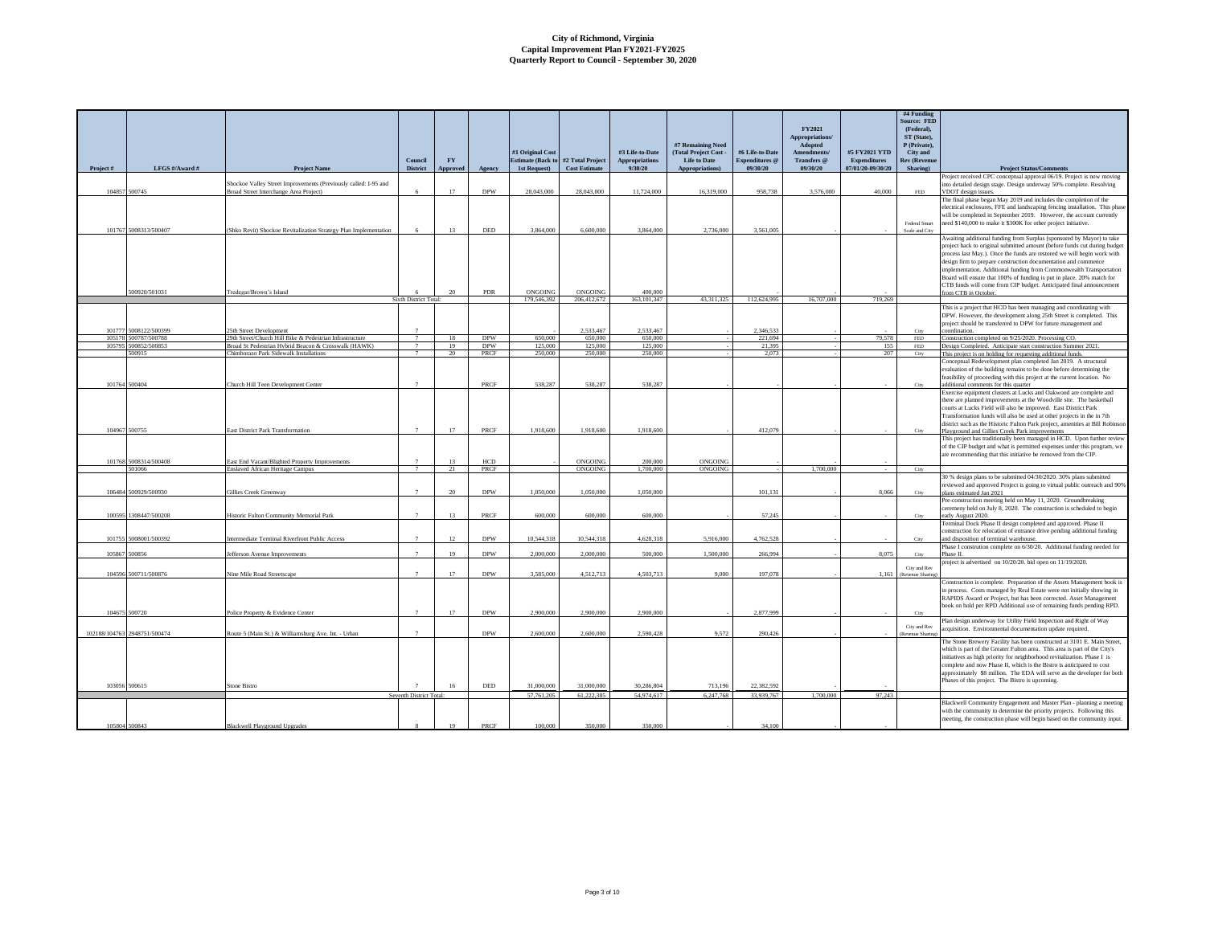# City of Richmond, Virginia
## Capital Improvement Plan FY2021-FY2025
### Quarterly Report to Council - September 30, 2020

| Project # | LFGS #/Award # | Project Name | Council District | FY Approved | Agency | #1 Original Cost Estimate (Back to 1st Request) | #2 Total Project Cost Estimate | #3 Life-to-Date Appropriations 9/30/20 | #7 Remaining Need (Total Project Cost - Life to Date Appropriations) | #6 Life-to-Date Expenditures @ 09/30/20 | FY2021 Appropriations/ Adopted Amendments/ Transfers @ 09/30/20 | #5 FY2021 YTD Expenditures 07/01/20-09/30/20 | #4 Funding Source: FED (Federal), ST (State), P (Private), City and Rev (Revenue Sharing) | Project Status/Comments |
|---|---|---|---|---|---|---|---|---|---|---|---|---|---|---|
| 104857 | 500745 | Shockoe Valley Street Improvements (Previously called: I-95 and Broad Street Interchange Area Project) | 6 | 17 | DPW | 28,043,000 | 28,043,000 | 11,724,000 | 16,319,000 | 958,738 | 3,576,000 | 40,000 | FED | Project received CPC conceptual approval 06/19. Project is now moving into detailed design stage. Design underway 50% complete. Resolving VDOT design issues. |
| 101767 | 5008313/500407 | (Shko Revit) Shockoe Revitalization Strategy Plan Implementation | 6 | 13 | DED | 3,864,000 | 6,600,000 | 3,864,000 | 2,736,000 | 3,561,005 | - | - | Federal Smart Scale and City | The final phase began May 2019 and includes the completion of the electrical enclosures, FFE and landscaping fencing installation. This phase will be completed in September 2019. However, the account currently need $140,000 to make it $300K for other project initiative. |
| | 500920/501031 | Tredegar/Brown's Island | 6 | 20 | PDR | ONGOING | ONGOING | 400,000 | | - | - | - | | Awaiting additional funding from Surplus (sponsored by Mayor) to take project back to original submitted amount (before funds cut during budget process last May.). Once the funds are restored we will begin work with design firm to prepare construction documentation and commence implementation. Additional funding from Commonwealth Transportation Board will ensure that 100% of funding is put in place. 20% match for CTB funds will come from CIP budget. Anticipated final announcement from CTB in October. |
| | | | Sixth District Total: | | | 179,546,392 | 206,412,672 | 163,101,347 | 43,311,325 | 112,624,995 | 16,707,000 | 719,269 | | |
| 101777 | 5008122/500399 | 25th Street Development | 7 | | | - | 2,533,467 | 2,533,467 | - | 2,346,533 | - | - | City | This is a project that HCD has been managing and coordinating with DPW. However, the development along 25th Street is completed. This project should be transferred to DPW for future management and coordination. |
| 105178 | 500787/500788 | 29th Street/Church Hill Bike & Pedestrian Infrastructure | 7 | 18 | DPW | 650,000 | 650,000 | 650,000 | - | 221,694 | - | 79,578 | FED | Construction completed on 9/25/2020. Processing CO. |
| 105795 | 500852/500853 | Broad St Pedestrian Hybrid Beacon & Crosswalk (HAWK) | 7 | 19 | DPW | 125,000 | 125,000 | 125,000 | - | 21,395 | - | 155 | FED | Design Completed. Anticipate start construction Summer 2021. |
| | 500915 | Chimborazo Park Sidewalk Installations | 7 | 20 | PRCF | 250,000 | 250,000 | 250,000 | - | 2,073 | - | 207 | City | This project is on holding for requesting additional funds. |
| 101764 | 500404 | Church Hill Teen Development Center | 7 | | PRCF | 538,287 | 538,287 | 538,287 | - | - | - | - | City | Conceptual Redevelopment plan completed Jan 2019. A structural evaluation of the building remains to be done before determining the feasibility of proceeding with this project at the current location. No additional comments for this quarter |
| 104967 | 500755 | East District Park Transformation | 7 | 17 | PRCF | 1,918,600 | 1,918,600 | 1,918,600 | - | 412,079 | - | - | City | Exercise equipment clusters at Lucks and Oakwood are complete and there are planned improvements at the Woodville site. The basketball courts at Lucks Field will also be improved. East District Park Transformation funds will also be used at other projects in the in 7th district such as the Historic Fulton Park project, amenities at Bill Robinson Playground and Gillies Creek Park improvements |
| 101768 | 5008314/500408 | East End Vacant/Blighted Property Improvements | 7 | 13 | HCD | - | ONGOING | 200,000 | ONGOING | - | - | - | | This project has traditionally been managed in HCD. Upon further review of the CIP budget and what is permitted expenses under this program, we are recommending that this initiative be removed from the CIP. |
| | 501066 | Enslaved African Heritage Campus | 7 | 21 | PRCF | | ONGOING | 1,700,000 | ONGOING | - | 1,700,000 | - | City | |
| 106484 | 500929/500930 | Gillies Creek Greenway | 7 | 20 | DPW | 1,050,000 | 1,050,000 | 1,050,000 | | 101,131 | - | 8,066 | City | 30 % design plans to be submitted 04/30/2020. 30% plans submitted reviewed and approved Project is going to virtual public outreach and 90% plans estimated Jan 2021 |
| 100595 | 1308447/500208 | Historic Fulton Community Memorial Park | 7 | 13 | PRCF | 600,000 | 600,000 | 600,000 | - | 57,245 | - | - | City | Pre-construction meeting held on May 11, 2020. Groundbreaking ceremony held on July 8, 2020. The construction is scheduled to begin early August 2020. |
| 101755 | 5008001/500392 | Intermediate Terminal Riverfront Public Access | 7 | 12 | DPW | 10,544,318 | 10,544,318 | 4,628,318 | 5,916,000 | 4,762,528 | - | - | City | Terminal Dock Phase II design completed and approved. Phase II construction for relocation of entrance drive pending additional funding and disposition of terminal warehouse. |
| 105867 | 500856 | Jefferson Avenue Improvements | 7 | 19 | DPW | 2,000,000 | 2,000,000 | 500,000 | 1,500,000 | 266,994 | - | 8,075 | City | Phase I constrution complete on 6/30/20. Additional funding needed for Phase II. |
| 104596 | 500711/500876 | Nine Mile Road Streetscape | 7 | 17 | DPW | 3,585,000 | 4,512,713 | 4,503,713 | 9,000 | 197,078 | - | 1,161 | City and Rev (Revenue Sharing) | project is advertised on 10/20/20. bid open on 11/19/2020. |
| 104675 | 500720 | Police Property & Evidence Center | 7 | 17 | DPW | 2,900,000 | 2,900,000 | 2,900,000 | - | 2,877,999 | - | - | City | Construction is complete. Preparation of the Assets Management book is in process. Costs managed by Real Estate were not initially showing in RAPIDS Award or Project, but has been corrected. Asset Management book on hold per RPD Additional use of remaining funds pending RPD. |
| 102188/104763 | 2948751/500474 | Route 5 (Main St.) & Williamsburg Ave. Int. - Urban | 7 | | DPW | 2,600,000 | 2,600,000 | 2,590,428 | 9,572 | 290,426 | - | - | City and Rev (Revenue Sharing) | Plan design underway for Utility Field Inspection and Right of Way acquisition. Environmental documentation update required. |
| 103056 | 500615 | Stone Bistro | 7 | 16 | DED | 31,000,000 | 31,000,000 | 30,286,804 | 713,196 | 22,382,592 | - | - | | The Stone Brewery Facility has been constructed at 3101 E. Main Street, which is part of the Greater Fulton area. This area is part of the City's initiatives as high priority for neighborhood revitalization. Phase I is complete and now Phase II, which is the Bistro is anticipated to cost approximately $8 million. The EDA will serve as the developer for both Phases of this project. The Bistro is upcoming. |
| | | | Seventh District Total: | | | 57,761,205 | 61,222,385 | 54,974,617 | 6,247,768 | 33,939,767 | 1,700,000 | 97,243 | | |
| 105804 | 500843 | Blackwell Playground Upgrades | 8 | 19 | PRCF | 100,000 | 350,000 | 350,000 | - | 34,100 | - | - | | Blackwell Community Engagement and Master Plan - planning a meeting with the community to determine the priority projects. Following this meeting, the construction phase will begin based on the community input. |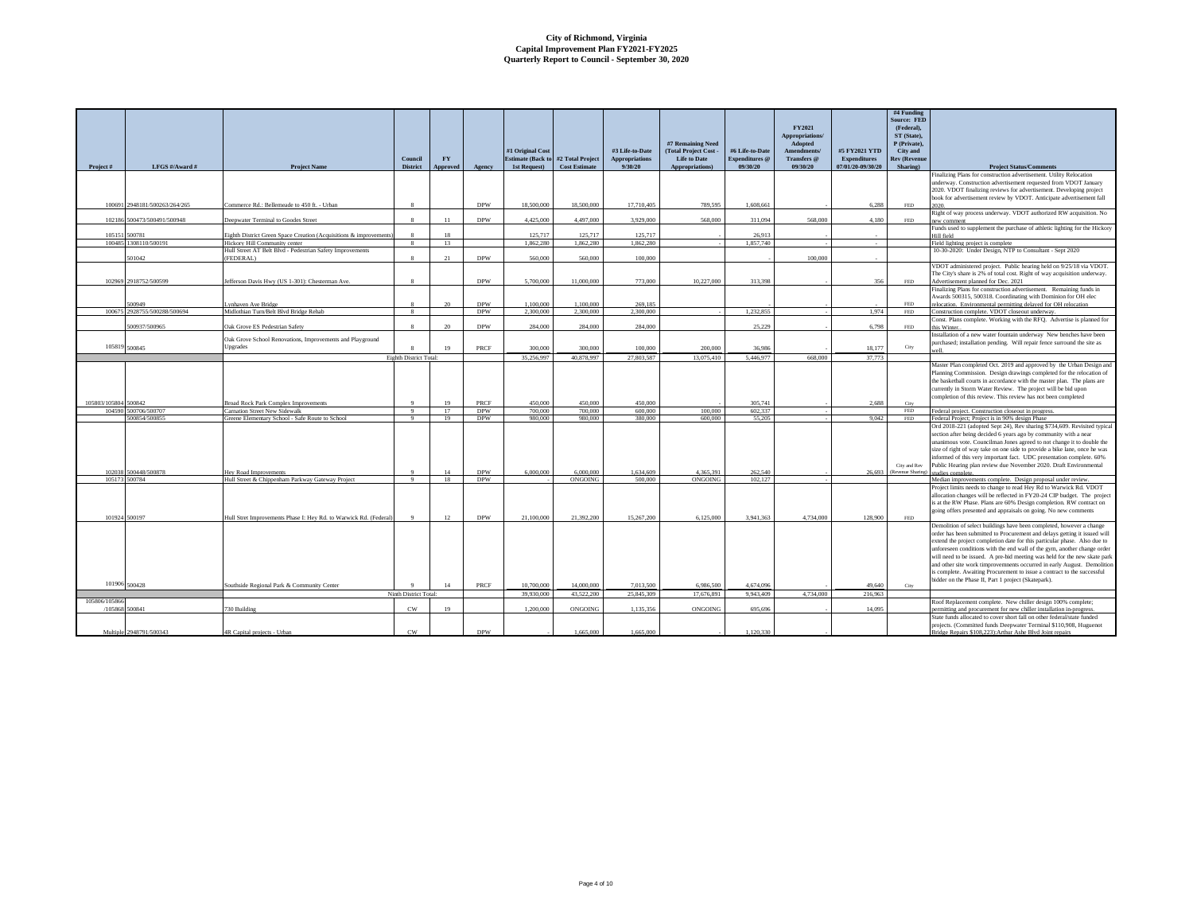# City of Richmond, Virginia
## Capital Improvement Plan FY2021-FY2025
## Quarterly Report to Council - September 30, 2020

| Project # | LFGS #/Award # | Project Name | Council District | FY Approved | Agency | #1 Original Cost Estimate (Back to 1st Request) | #2 Total Project Cost Estimate | #3 Life-to-Date Appropriations 9/30/20 | #7 Remaining Need (Total Project Cost - Life to Date Appropriations) | #6 Life-to-Date Expenditures @ 09/30/20 | FY2021 Appropriations/ Adopted Amendments/ Transfers @ 09/30/20 | #5 FY2021 YTD Expenditures 07/01/20-09/30/20 | #4 Funding Source: FED (Federal), ST (State), P (Private), City and Rev (Revenue Sharing) | Project Status/Comments |
|---|---|---|---|---|---|---|---|---|---|---|---|---|---|---|
| 100691 | 2948181/500263/264/265 | Commerce Rd.: Bellemeade to 450 ft. - Urban | 8 | | DPW | 18,500,000 | 18,500,000 | 17,710,405 | 789,595 | 1,608,661 | | 6,288 | FED | Finalizing Plans for construction advertisement. Utility Relocation underway. Construction advertisement requested from VDOT January 2020. VDOT finalizing reviews for advertisement. Developing project book for advertisement review by VDOT. Anticipate advertisement fall 2020. |
| 102186 | 500473/500491/500948 | Deepwater Terminal to Goodes Street | 8 | 11 | DPW | 4,425,000 | 4,497,000 | 3,929,000 | 568,000 | 311,094 | 568,000 | 4,180 | FED | Right of way process underway. VDOT authorized RW acquisition. No new comment |
| 105151 | 500781 | Eighth District Green Space Creation (Acquisitions & improvements) | 8 | 18 | | 125,717 | 125,717 | 125,717 | - | 26,913 | - | - | | Funds used to supplement the purchase of athletic lighting for the Hickory Hill field |
| 100485 | 1308110/500191 | Hickory Hill Community center | 8 | 13 | | 1,862,280 | 1,862,280 | 1,862,280 | - | 1,857,740 | - | - | | Field lighting project is complete |
| | 501042 | Hull Street AT Belt Blvd - Pedestrian Safety Improvements (FEDERAL) | 8 | 21 | DPW | 560,000 | 560,000 | 100,000 | | - | 100,000 | - | | 10-30-2020: Under Design, NTP to Consultant - Sept 2020 |
| 102969 | 2918752/500599 | Jefferson Davis Hwy (US 1-301): Chesterman Ave. | 8 | | DPW | 5,700,000 | 11,000,000 | 773,000 | 10,227,000 | 313,398 | - | 356 | FED | VDOT administered project. Public hearing held on 9/25/18 via VDOT. The City's share is 2% of total cost. Right of way acquisition underway. Advertisement planned for Dec. 2021 |
| | 500949 | Lynhaven Ave Bridge | 8 | 20 | DPW | 1,100,000 | 1,100,000 | 269,185 | | - | - | - | FED | Finalizing Plans for construction advertisement. Remaining funds in Awards 500315, 500318. Coordinating with Dominion for OH elec relocation. Environmental permitting delayed for OH relocation |
| 100675 | 2928755/500288/500694 | Midlothian Turn/Belt Blvd Bridge Rehab | 8 | | DPW | 2,300,000 | 2,300,000 | 2,300,000 | - | 1,232,855 | - | 1,974 | FED | Construction complete. VDOT closeout underway. |
| | 500937/500965 | Oak Grove ES Pedestrian Safety | 8 | 20 | DPW | 284,000 | 284,000 | 284,000 | | 25,229 | - | 6,798 | FED | Const. Plans complete. Working with the RFQ. Advertise is planned for this Winter.. |
| 105819 | 500845 | Oak Grove School Renovations, Improvements and Playground Upgrades | 8 | 19 | PRCF | 300,000 | 300,000 | 100,000 | 200,000 | 36,986 | - | 18,177 | City | Installation of a new water fountain underway New benches have been purchased; installation pending. Will repair fence surround the site as well. |
| | | Eighth District Total: | | | | 35,256,997 | 40,878,997 | 27,803,587 | 13,075,410 | 5,446,977 | 668,000 | 37,773 | | |
| 105803/105804 | 500842 | Broad Rock Park Complex Improvements | 9 | 19 | PRCF | 450,000 | 450,000 | 450,000 | - | 305,741 | - | 2,688 | City | Master Plan completed Oct. 2019 and approved by the Urban Design and Planning Commission. Design drawings completed for the relocation of the basketball courts in accordance with the master plan. The plans are currently in Storm Water Review. The project will be bid upon completion of this review. This review has not been completed |
| 104590 | 500706/500707 | Carnation Street New Sidewalk | 9 | 17 | DPW | 700,000 | 700,000 | 600,000 | 100,000 | 602,337 | - | | FED | Federal project. Construction closeout in progress. |
| | 500854/500855 | Greene Elementary School - Safe Route to School | 9 | 19 | DPW | 980,000 | 980,000 | 380,000 | 600,000 | 55,205 | - | 9,042 | FED | Federal Project; Project is in 90% design Phase |
| 102038 | 500448/500878 | Hey Road Improvements | 9 | 14 | DPW | 6,000,000 | 6,000,000 | 1,634,609 | 4,365,391 | 262,540 | | 26,693 | City and Rev (Revenue Sharing) | Ord 2018-221 (adopted Sept 24), Rev sharing $734,609. Revisited typical section after being decided 6 years ago by community with a near unanimous vote. Councilman Jones agreed to not change it to double the size of right of way take on one side to provide a bike lane, once he was informed of this very important fact. UDC presentation complete. 60% Public Hearing plan review due November 2020. Draft Environmental studies complete. |
| 105173 | 500784 | Hull Street & Chippenham Parkway Gateway Project | 9 | 18 | DPW | - | ONGOING | 500,000 | ONGOING | 102,127 | - | | | Median improvements complete. Design proposal under review. |
| 101924 | 500197 | Hull Stret Improvements Phase I: Hey Rd. to Warwick Rd. (Federal) | 9 | 12 | DPW | 21,100,000 | 21,392,200 | 15,267,200 | 6,125,000 | 3,941,363 | 4,734,000 | 128,900 | FED | Project limits needs to change to read Hey Rd to Warwick Rd. VDOT allocation changes will be reflected in FY20-24 CIP budget. The project is at the RW Phase. Plans are 60% Design completion. RW contract on going offers presented and appraisals on going. No new comments |
| 101906 | 500428 | Southside Regional Park & Community Center | 9 | 14 | PRCF | 10,700,000 | 14,000,000 | 7,013,500 | 6,986,500 | 4,674,096 | - | 49,640 | City | Demolition of select buildings have been completed, however a change order has been submitted to Procurement and delays getting it issued will extend the project completion date for this particular phase. Also due to unforeseen conditions with the end wall of the gym, another change order will need to be issued. A pre-bid meeting was held for the new skate park and other site work timprovements occurred in early August. Demolition is complete. Awaiting Procurement to issue a contract to the successful bidder on the Phase II, Part 1 project (Skatepark). |
| | | Ninth District Total: | | | | 39,930,000 | 43,522,200 | 25,845,309 | 17,676,891 | 9,943,409 | 4,734,000 | 216,963 | | |
| 105806/105866 /105868 | 500841 | 730 Building | CW | 19 | | 1,200,000 | ONGOING | 1,135,356 | ONGOING | 695,696 | - | 14,095 | | Roof Replacement complete. New chiller design 100% complete; permitting and procurement for new chiller installation in-progress. |
| Multiple | 2948791/500343 | 4R Capital projects - Urban | CW | | DPW | - | 1,665,000 | 1,665,000 | - | 1,120,330 | - | | | State funds allocated to cover short fall on other federal/state funded projects. (Committed funds Deepwater Terminal $110,908, Huguenot Bridge Repairs $108,223);Arthur Ashe Blvd Joint repairs |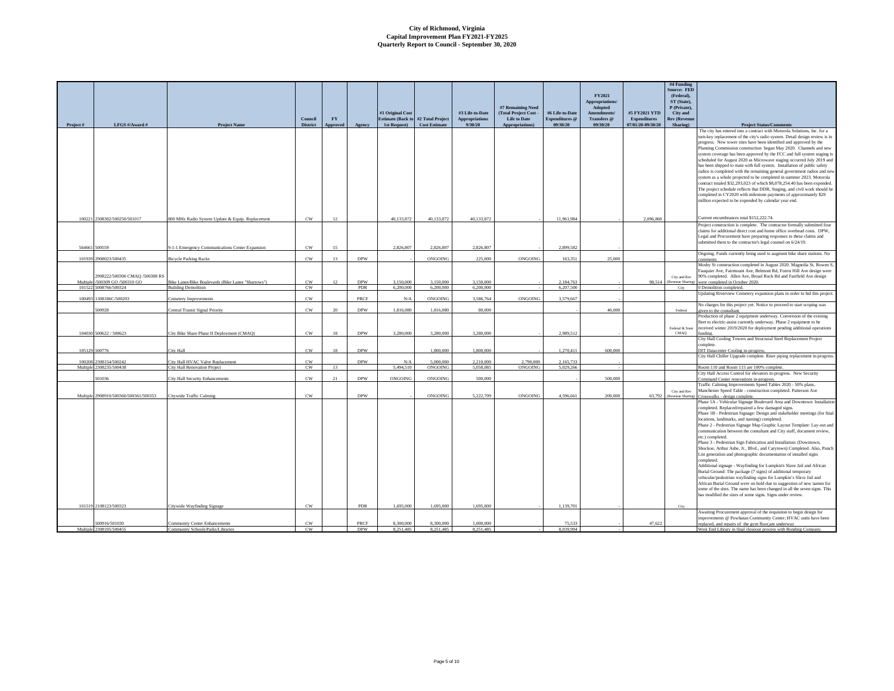# City of Richmond, Virginia
## Capital Improvement Plan FY2021-FY2025
### Quarterly Report to Council - September 30, 2020

| Project # | LFGS #/Award # | Project Name | Council District | FY Approved | Agency | #1 Original Cost Estimate (Back to 1st Request) | #2 Total Project Cost Estimate | #3 Life-to-Date Appropriations 9/30/20 | #7 Remaining Need (Total Project Cost - Life to Date Appropriations) | #6 Life-to-Date Expenditures @ 09/30/20 | FY2021 Appropriations/ Adopted Amendments/ Transfers @ 09/30/20 | #5 FY2021 YTD Expenditures 07/01/20-09/30/20 | #4 Funding Source: FED (Federal), ST (State), P (Private), City and Rev (Revenue Sharing) | Project Status/Comments |
|---|---|---|---|---|---|---|---|---|---|---|---|---|---|---|
| 100221 | 2308302/500250/501017 | 800 MHz Radio System Update & Equip. Replacement | CW | 12 | | 40,133,872 | 40,133,872 | 40,133,872 | - | 11,961,984 | - | 2,096,860 | | The city has entered into a contract with Motorola Solutions, Inc. for a turn-key replacement of the city's radio system. Detail design review is in progress. New tower sites have been identified and approved by the Planning Commission construction began May 2020. Channels and new system coverage has been approved by the FCC and full system staging is scheduled for August 2020 as Microwave staging occurred July 2019 and has been shipped to mate with full system. Installation of public safety radios is completed with the remaining general government radios and new system as a whole projected to be completed in summer 2023. Motorola contract totaled $32,293,023 of which $8,078,254.40 has been expended. The project schedule reflects that DDR, Staging, and civil work should be completed in CY2020 with milestone payments of approximately $20 million expected to be expended by calendar year end. Current encumbrances total $152,222.74. |
| 564661 | 500559 | 9-1-1 Emergency Communications Center Expansion | CW | 15 | | 2,826,807 | 2,826,807 | 2,826,807 | - | 2,899,582 | - | | | Project construction is complete. The contractor formally submitted four claims for additional direct cost and home office overhead costs. DPW, Legal and Procurement have preparing responses to these claims and submitted them to the contractor's legal counsel on 6/24/19. |
| 101939 | 2908023/500435 | Bicycle Parking Racks | CW | 13 | DPW | - | ONGOING | 225,000 | ONGOING | 163,351 | 25,000 | | | Ongoing. Funds currently being used to augment bike share stations. No comments |
| Multiple | 2908222/500306 CMAQ /500308 RS /500309 GO /500310 GO | Bike Lanes/Bike Boulevards (Bike Lanes "Sharrows") | CW | 12 | DPW | 3,150,000 | 3,150,000 | 3,150,000 | - | 2,184,763 | - | 98,514 | City and Rev (Revenue Sharing) | Mosby St construction completed in August 2020. Magnolia St, Rowen S, Fauquier Ave, Fairmount Ave, Belmont Rd, Forest Hill Ave design 90% completed. Allen Ave, Broad Rock Rd and Fairfield Ave design were completed in October 2020. |
| 101522 | 5008766/500324 | Building Demolition | CW | | PDR | 6,200,000 | 6,200,000 | 6,200,000 | - | 6,207,500 | - | | City | 0 Demolition completed. |
| 100493 | 1308186C/500203 | Cemetery Improvements | CW | | PRCF | N/A | ONGOING | 3,586,764 | ONGOING | 3,579,667 | - | | | Updating Riverview Cemetery expansion plans in order to bid this project. |
| | 500928 | Central Transit Signal Priority | CW | 20 | DPW | 1,816,080 | 1,816,080 | 80,000 | | - | 40,000 | | Federal | No charges for this project yet. Notice to proceed to start scoping was given to the consultant. |
| 104030 | 500622 / 500623 | City Bike Share Phase II Deployment (CMAQ) | CW | 18 | DPW | 3,280,000 | 3,280,000 | 3,280,000 | - | 2,989,512 | - | | Federal & State CMAQ | Production of phase 2 equipment underway. Conversion of the existing fleet to electric-assist currently underway. Phase 2 equipment to be received winter 2019/2020 for deployment pending additional operations funding. |
| 105129 | 500776 | City Hall | CW | 18 | DPW | | 1,800,000 | 1,800,000 | - | 1,270,411 | 600,000 | | | City Hall Cooling Towers and Structural Steel Replacement Project complete. DIT Datacenter Cooling in-progress. |
| 100208 | 2308154/500242 | City Hall HVAC Valve Replacement | CW | | DPW | N/A | 5,000,000 | 2,210,000 | 2,790,000 | 2,165,733 | - | | | City Hall Chiller Upgrade complete. Riser piping replacement in-progress. |
| Multiple | 2308235/500438 | City Hall Renovation Project | CW | 13 | | 5,494,510 | ONGOING | 5,058,085 | ONGOING | 5,029,266 | - | | | Room 110 and Room 115 are 100% complete. |
| | 501036 | City Hall Security Enhancements | CW | 21 | DPW | ONGOING | ONGOING | 500,000 | | - | 500,000 | | | City Hall Access Control for elevators in-progress. New Security Command Center renovations in-progress. |
| Multiple | 2908910/500360/500361/500353 | Citywide Traffic Calming | CW | | DPW | - | ONGOING | 5,222,709 | ONGOING | 4,596,661 | 200,000 | 63,792 | City and Rev (Revenue Sharing) | Traffic Calming Improvements Speed Tables 2020 - 50% plans.. Manchester Speed Table - construction completed. Patterson Ave Crosswalks - design complete. |
| 101519 | 2108123/500323 | Citywide Wayfinding Signage | CW | | PDR | 1,695,000 | 1,695,000 | 1,695,000 | - | 1,139,701 | - | - | City | Phase 1A - Vehicular Signage Boulevard Area and Downtown: Installation completed. Replaced/repaired a few damaged signs. Phase 1B - Pedestrian Signage: Design and stakeholder meetings (for final locations, landmarks, and naming) completed. Phase 2 - Pedestrian Signage Map Graphic Layout Template: Lay-out and communication between the consultant and City staff, document review, etc.) completed. Phase 3 - Pedestrian Sign Fabrication and Installation: (Downtown, Shockoe, Arthur Ashe, Jr., Blvd., and Carytown) Completed. Also, Punch List generation and photographic documentation of installed signs completed. Additional signage - Wayfinding for Lumpkin's Slave Jail and African Burial Ground: The package (7 signs) of additional temporary vehicular/pedestrian wayfinding signs for Lumpkin's Slave Jail and African Burial Ground were on hold due to suggestion of new names for some of the sites. The name has been changed in all the seven signs. This has modified the sizes of some signs. Signs under review. |
| | 500916/501030 | Community Center Enhancements | CW | | PRCF | 8,300,000 | 8,300,000 | 1,000,000 | | 75,533 | | 47,622 | | Awaiting Procurement approval of the requisiton to begin design for improvements @ Powhatan Community Center; HVAC units have been replaced, and repairs of the gym floor;are underway |
| Multiple | 2308105/500455 | Community Schools/Parks/Libraries | CW | | DPW | 8,251,485 | 8,251,485 | 8,251,485 | - | 8,039,994 | - | | | West End Library in final closeout process with Bonding Company. |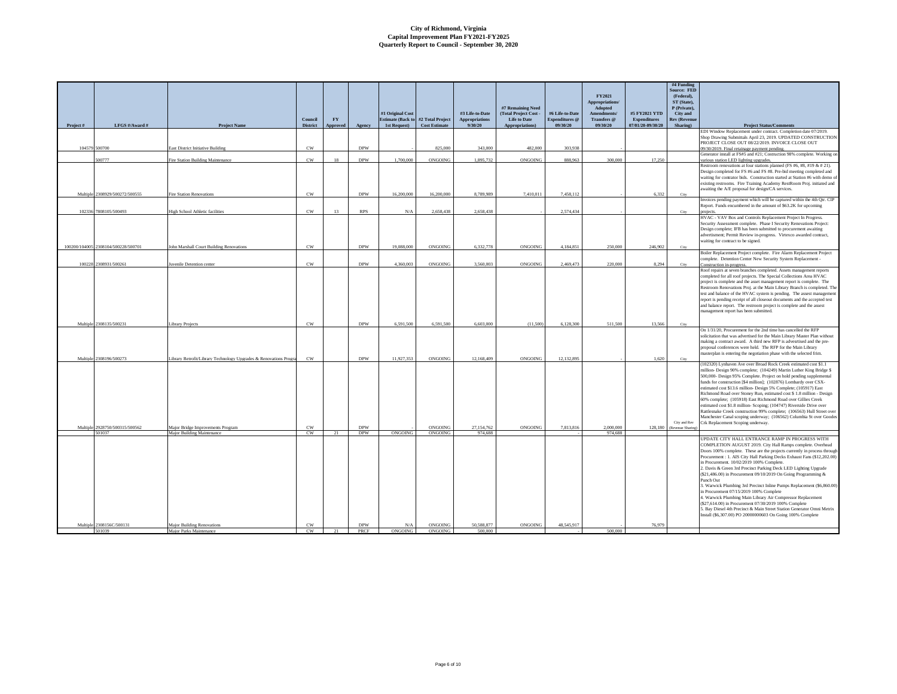# City of Richmond, Virginia
## Capital Improvement Plan FY2021-FY2025
### Quarterly Report to Council - September 30, 2020

| Project # | LFGS #/Award # | Project Name | Council District | FY Approved | Agency | #1 Original Cost Estimate (Back to 1st Request) | #2 Total Project Cost Estimate | #3 Life-to-Date Appropriations 9/30/20 | #7 Remaining Need (Total Project Cost - Life to Date Appropriations) | #6 Life-to-Date Expenditures @ 09/30/20 | FY2021 Appropriations/ Adopted Amendments/ Transfers @ 09/30/20 | #5 FY2021 YTD Expenditures 07/01/20-09/30/20 | #4 Funding Source: FED (Federal), ST (State), P (Private), City and Rev (Revenue Sharing) | Project Status/Comments |
|---|---|---|---|---|---|---|---|---|---|---|---|---|---|---|
| 104579 | 500700 | East District Initiative Building | CW | | DPW | - | 825,000 | 343,000 | 482,000 | 303,938 | | - | | EDI Window Replacement under contract. Completion date 07/2019. Shop Drawing Submittals April 23, 2019. UPDATED CONSTRUCTION PROJECT CLOSE OUT 08/22/2019. INVOICE CLOSE OUT 09/30/2019. Final retainage payment pending. |
| | 500777 | Fire Station Building Maintenance | CW | 18 | DPW | 1,700,000 | ONGOING | 1,895,732 | ONGOING | 888,963 | 300,000 | 17,250 | | Generator install at FS#5 and #21; Construction 98% complete. Working on various station LED lighting upgrades. |
| Multiple | 2308929/500272/500555 | Fire Station Renovations | CW | | DPW | 16,200,000 | 16,200,000 | 8,789,989 | 7,410,011 | 7,458,112 | | 6,332 | City | Restroom renovations at four stations planned (FS #6, #8, #19 & # 21). Design completed for FS #6 and FS #8. Pre-bid meeting completed and waiting for contrator bids. Construction started at Station #6 with demo of existing restrooms. Fire Training Academy RestRoom Proj. initiated and awaiting the A/E proposal for design/CA services. |
| 102336 | 7808105/500493 | High School Athletic facilities | CW | 13 | RPS | N/A | 2,658,438 | 2,658,438 | - | 2,574,434 | | - | City | Invoices pending payment which will be captured within the 4th Qtr. CIP Report. Funds encumbered in the amount of $63.2K for upcoming projects. |
| 100200/104005 | 2308104/500228/500701 | John Marshall Court Building Renovations | CW | | DPW | 19,088,000 | ONGOING | 6,332,778 | ONGOING | 4,184,851 | 250,000 | 246,902 | City | HVAC - VAV Box and Controls Replacement Project In Progress. Security Assessment complete. Phase I Security Renovations Project: Design complete; IFB has been submitted to procurement awaiting advertisment; Permit Review in-progress. Virtexco awarded contract, waiting for contract to be signed. |
| 100228 | 2308931/500261 | Juvenile Detention center | CW | | DPW | 4,360,003 | ONGOING | 3,560,003 | ONGOING | 2,469,473 | 220,000 | 8,294 | City | Boiler Replacement Project complete. Fire Alarm Replacement Project complete. Detention Center New Security System Replacement - Construction in-progress. |
| Multiple | 2308135/500231 | Library Projects | CW | | DPW | 6,591,500 | 6,591,500 | 6,603,000 | (11,500) | 6,128,300 | 511,500 | 13,566 | City | Roof repairs at seven branches completed. Assets management reports completed for all roof projects. The Special Collections Area HVAC project is complete and the asset management report is complete. The Restroom Renovations Proj. at the Main Library Branch is completed. The test and balance of the HVAC system is pending. The assest management report is pending receipt of all closeout documents and the accepted test and balance report. The restroom project is complete and the assest management report has been submitted. |
| Multiple | 2308196/500273 | Library Retrofit/Library Technology Upgrades & Renovations Progra | CW | | DPW | 11,927,353 | ONGOING | 12,168,409 | ONGOING | 12,132,895 | | 1,620 | City | On 1/31/20, Procurement for the 2nd time has cancelled the RFP solicitation that was advertised for the Main Library Master Plan without making a contract award. A third new RFP is advertised and the pre-proposal conferences were held. The RFP for the Main Library masterplan is entering the negotiation phase with the selected frim. |
| Multiple | 2928750/500315/500562 | Major Bridge Improvements Program | CW | | DPW | - | ONGOING | 27,154,762 | ONGOING | 7,813,816 | 2,000,000 | 128,180 | City and Rev (Revenue Sharing) | (102320) Lynhaven Ave over Broad Rock Creek estimated cost $1.1 million- Design 90% complete; (104249) Martin Luther King Bridge $ 500,000- Design 95% Complete. Project on hold pending supplemental funds for construction [$4 million]; (102876) Lombardy over CSX- estimated cost $13.6 million- Design 5% Complete; (105917) East Richmond Road over Stoney Run, estimated cost $ 1.8 million - Design 60% complete; (105918) East Richmond Road over Gillies Creek estimated cost $1.8 million- Scoping; (104747) Riverside Drive over Rattlesnake Creek construction 99% complete; (106563) Hull Street over Manchester Canal scoping underway; (106562) Columbia St over Goodes Crk Replacement Scoping underway. |
| | 501037 | Major Building Maintenance | CW | 21 | DPW | ONGOING | ONGOING | 974,688 | | - | 974,688 | | | |
| Multiple | 2308156C/500131 | Major Building Renovations | CW | | DPW | N/A | ONGOING | 50,588,877 | ONGOING | 48,545,917 | | 76,979 | | UPDATE CITY HALL ENTRANCE RAMP IN PROGRESS WITH COMPLETION AUGUST 2019. City Hall Ramps complete. Overhead Doors 100% complete. These are the projects currently in process through Procurement : 1. AIS City Hall Parking Decks Exhaust Fans ($12,202.00) in Procurement. 10/02/2019 100% Complete. 2. Davis & Green 3rd Precinct Parking Deck LED Lighting Upgrade ($21,486.00) in Procurement 09/10/2019 On Going Programming & Punch Out 3. Warwick Plumbing 3rd Precinct Inline Pumps Replacement ($6,860.00) in Procurement 07/15/2019 100% Complete 4. Warwick Plumbing Main Library Air Compressor Replacement ($27,614.00) in Procurement 07/30/2019 100% Complete 5. Bay Diesel 4th Precinct & Main Street Station Generator Omni Metrix Install ($6,307.00) PO 20000000603 On Going 100% Complete |
| | 501039 | Major Parks Maintenance | CW | 21 | PRCF | ONGOING | ONGOING | 500,000 | | - | 500,000 | | | |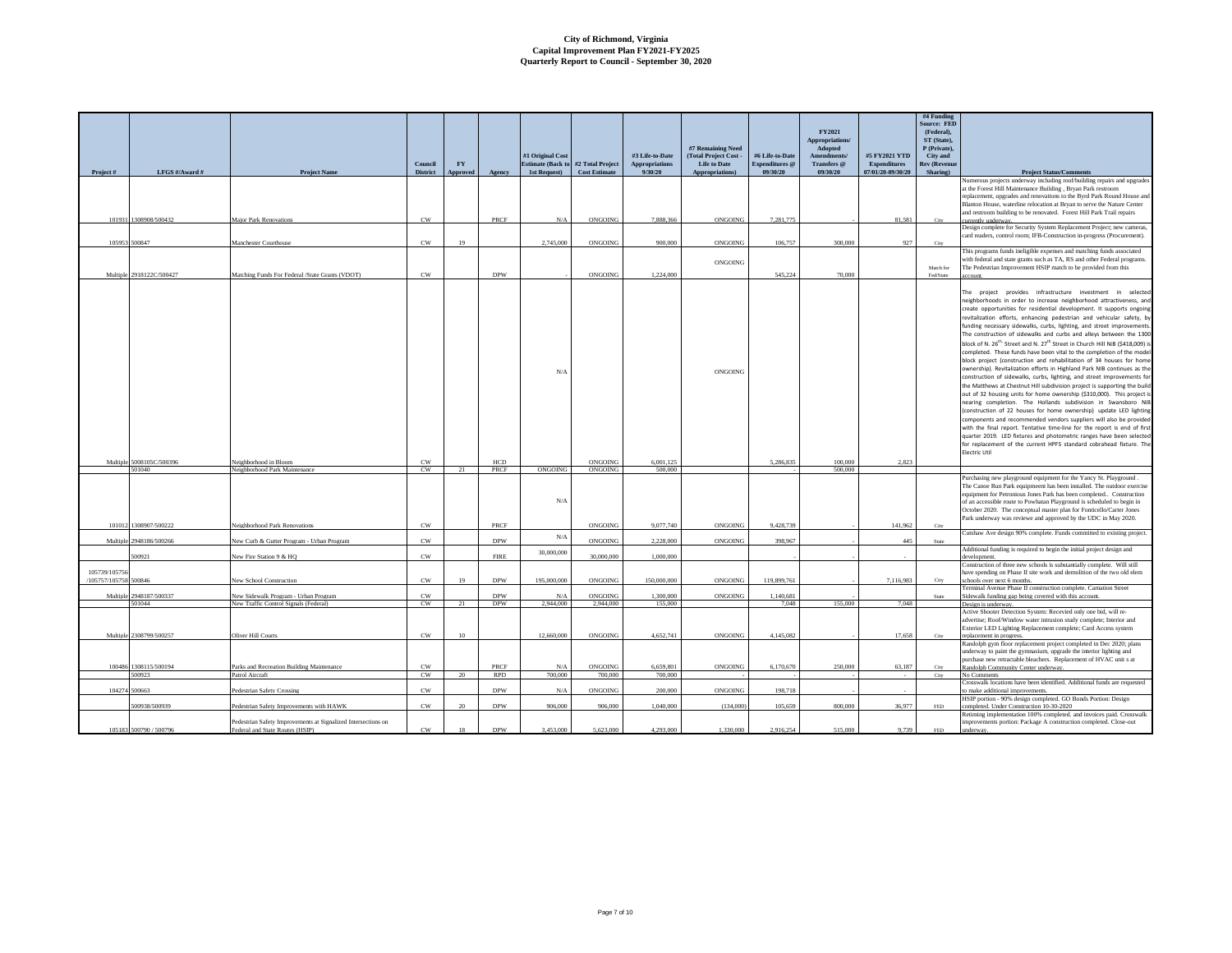# City of Richmond, Virginia
## Capital Improvement Plan FY2021-FY2025
### Quarterly Report to Council - September 30, 2020

| Project # | LFGS #/Award # | Project Name | Council District | FY Approved | Agency | #1 Original Cost Estimate (Back to 1st Request) | #2 Total Project Cost Estimate | #3 Life-to-Date Appropriations 9/30/20 | #7 Remaining Need (Total Project Cost - Life to Date Appropriations) | #6 Life-to-Date Expenditures @ 09/30/20 | FY2021 Appropriations/ Adopted Amendments/ Transfers @ 09/30/20 | #5 FY2021 YTD Expenditures 07/01/20-09/30/20 | #4 Funding Source: FED (Federal), ST (State), P (Private), City and Rev (Revenue Sharing) | Project Status/Comments |
|---|---|---|---|---|---|---|---|---|---|---|---|---|---|---|
| 101931 | 1308908/500432 | Major Park Renovations | CW | | PRCF | N/A | ONGOING | 7,888,366 | ONGOING | 7,281,775 | - | 81,581 | City | Numerous projects underway including roof/building repairs and upgrades at the Forest Hill Maintenance Building , Bryan Park restroom replacement, upgrades and renovations to the Byrd Park Round House and Blanton House, waterline relocation at Bryan to serve the Nature Center and restroom building to be renovated. Forest Hill Park Trail repairs currently underway. |
| 105953 | 500847 | Manchester Courthouse | CW | 19 | | 2,745,000 | ONGOING | 900,000 | ONGOING | 106,757 | 300,000 | 927 | City | Design complete for Security System Replacement Project; new cameras, card readers, control room; IFB-Construction in-progress (Procurement). |
| Multiple | 2918122C/500427 | Matching Funds For Federal /State Grants (VDOT) | CW | | DPW | - | ONGOING | 1,224,000 | ONGOING | 545,224 | 70,000 | | Match for Fed/State | This programs funds ineligible expenses and matching funds associated with federal and state grants such as TA, RS and other Federal programs. The Pedestrian Improvement HSIP match to be provided from this account. |
| Multiple | 5008105C/500396 | Neighborhood in Bloom | CW | | HCD | N/A | ONGOING | 6,001,125 | ONGOING | 5,286,835 | 100,000 | 2,823 | | The project provides infrastructure investment in selected neighborhoods in order to increase neighborhood attractiveness, and create opportunities for residential development. It supports ongoing revitalization efforts, enhancing pedestrian and vehicular safety, by funding necessary sidewalks, curbs, lighting, and street improvements. The construction of sidewalks and curbs and alleys between the 1300 block of N. 26th Street and N. 27th Street in Church Hill NiB ($418,009) is completed. These funds have been vital to the completion of the model block project (construction and rehabilitation of 34 houses for home ownership). Revitalization efforts in Highland Park NiB continues as the construction of sidewalks, curbs, lighting, and street improvements for the Matthews at Chestnut Hill subdivision project is supporting the build out of 32 housing units for home ownership ($310,000). This project is nearing completion. The Hollands subdivision in Swansboro NiB (construction of 22 houses for home ownership) update LED lighting components and recommended vendors suppliers will also be provided with the final report. Tentative time-line for the report is end of first quarter 2019. LED fixtures and photometric ranges have been selected for replacement of the current HPFS standard cobrahead fixture. The Electric Util |
| | 501040 | Neighborhood Park Maintenance | CW | 21 | PRCF | ONGOING | ONGOING | 500,000 | | - | 500,000 | | | |
| 101012 | 1308907/500222 | Neighborhood Park Renovations | CW | | PRCF | N/A | ONGOING | 9,077,740 | ONGOING | 9,428,739 | - | 141,962 | City | Purchasing new playground equipment for the Yancy St. Playground . The Canoe Run Park equipmeent has been installed. The outdoor exercise equipment for Petronious Jones Park has been completed.. Construction of an accessible route to Powhatan Playground is scheduled to begin in October 2020. The conceptual master plan for Fonticello/Carter Jones Park underway was reviewe and approved by the UDC in May 2020. |
| Multiple | 2948186/500266 | New Curb & Gutter Program - Urban Program | CW | | DPW | N/A | ONGOING | 2,228,000 | ONGOING | 398,967 | - | 445 | State | Cutshaw Ave design 90% complete. Funds committed to existing project. |
| | 500921 | New Fire Station 9 & HQ | CW | | FIRE | 30,000,000 | 30,000,000 | 1,000,000 | | - | - | - | | Additional funding is required to begin the initial project design and development. |
| 105739/105756 /105757/105758 | 500846 | New School Construction | CW | 19 | DPW | 195,000,000 | ONGOING | 150,000,000 | ONGOING | 119,899,761 | - | 7,116,983 | City | Construction of three new schools is substantially complete. Will still have spending on Phase II site work and demolition of the two old elem schools over next 6 months. |
| Multiple | 2948187/500337 | New Sidewalk Program - Urban Program | CW | | DPW | N/A | ONGOING | 1,300,000 | ONGOING | 1,140,681 | - | | State | Terminal Avenue Phase II construction complete. Carnation Street Sidewalk funding gap being covered with this account. |
| | 501044 | New Traffic Control Signals (Federal) | CW | 21 | DPW | 2,944,000 | 2,944,000 | 155,000 | | 7,048 | 155,000 | 7,048 | | Design is underway. |
| Multiple | 2308799/500257 | Oliver Hill Courts | CW | 10 | | 12,660,000 | ONGOING | 4,652,741 | ONGOING | 4,145,082 | - | 17,658 | City | Active Shooter Detection System: Receveid only one bid, will re-advertise; Roof/Window water intrusion study complete; Interior and Exterior LED Lighting Replacement complete; Card Access system replacement in progress. |
| 100486 | 1308115/500194 | Parks and Recreation Building Maintenance | CW | | PRCF | N/A | ONGOING | 6,659,801 | ONGOING | 6,170,670 | 250,000 | 63,187 | City | Randolph gym floor replacement project completed in Dec 2020; plans underway to paint the gymnasium, upgrade the interior lighting and purchase new retractable bleachers. Replacement of HVAC unit s at Randolph Community Center underway. |
| | 500923 | Patrol Aircraft | CW | 20 | RPD | 700,000 | 700,000 | 700,000 | - | - | - | - | City | No Comments |
| 104274 | 500663 | Pedestrian Safety Crossing | CW | | DPW | N/A | ONGOING | 200,000 | ONGOING | 198,718 | - | - | | Crosswalk locations have been identified. Additional funds are requested to make additional improvements. |
| | 500938/500939 | Pedestrian Safety Improvements with HAWK | CW | 20 | DPW | 906,000 | 906,000 | 1,040,000 | (134,000) | 105,659 | 800,000 | 36,977 | FED | HSIP portion - 90% design completed. GO Bonds Portion: Design completed. Under Construction 10-30-2020 |
| 105183 | 500790 / 500796 | Pedestrian Safety Improvements at Signalized Intersections on Federal and State Routes (HSIP) | CW | 18 | DPW | 3,453,000 | 5,623,000 | 4,293,000 | 1,330,000 | 2,916,254 | 515,000 | 9,739 | FED | Retiming implementation 100% completed. and invoices paid. Crosswalk improvements portion: Package A construction completed. Close-out underway. |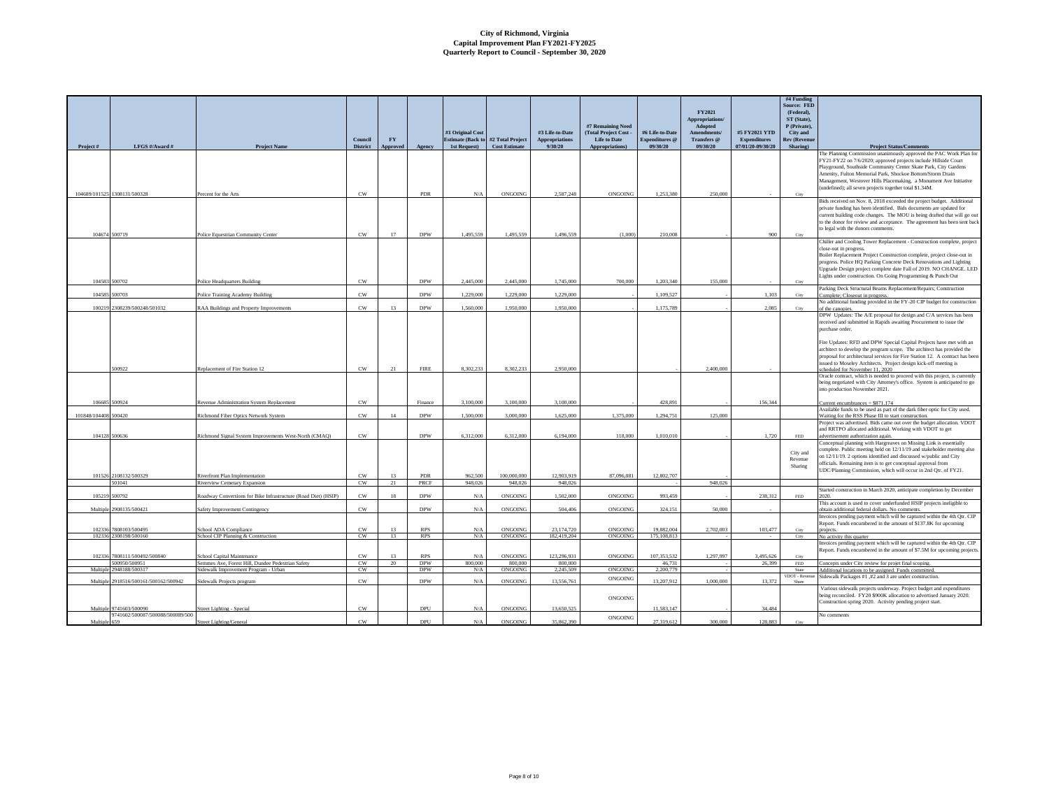# City of Richmond, Virginia
## Capital Improvement Plan FY2021-FY2025
### Quarterly Report to Council - September 30, 2020

| Project # | LFGS #/Award # | Project Name | Council District | FY Approved | Agency | #1 Original Cost Estimate (Back to 1st Request) | #2 Total Project Cost Estimate | #3 Life-to-Date Appropriations 9/30/20 | #7 Remaining Need (Total Project Cost - Life to Date Appropriations) | #6 Life-to-Date Expenditures @ 09/30/20 | FY2021 Appropriations/ Adopted Amendments/ Transfers @ 09/30/20 | #5 FY2021 YTD Expenditures 07/01/20-09/30/20 | #4 Funding Source: FED (Federal), ST (State), P (Private), City and Rev (Revenue Sharing) | Project Status/Comments |
|---|---|---|---|---|---|---|---|---|---|---|---|---|---|---|
| 104689/101525 | 1308131/500328 | Percent for the Arts | CW | | PDR | N/A | ONGOING | 2,587,248 | ONGOING | 1,253,380 | 250,000 | - | City | The Planning Commission unanimously approved the PAC Work Plan for FY21-FY22 on 7/6/2020; approved projects include Hillside Court Playground, Southside Community Center Skate Park, City Gardens Amenity, Fulton Memorial Park, Shockoe Bottom/Storm Drain Management, Westover Hills Placemaking, a Monument Ave Initiative (undefined); all seven projects together total $1.34M. |
| 104674 | 500719 | Police Equestrian Community Center | CW | 17 | DPW | 1,495,559 | 1,495,559 | 1,496,559 | (1,000) | 210,008 | - | 900 | City | Bids received on Nov. 8, 2018 exceeded the project budget. Additional private funding has been identified. Bids documents are updated for current building code changes. The MOU is being drafted that will go out to the donor for review and acceptance. The agreement has been sent back to legal with the donors comments. |
| 104583 | 500702 | Police Headquarters Building | CW | | DPW | 2,445,000 | 2,445,000 | 1,745,000 | 700,000 | 1,203,340 | 155,000 | - | City | Chiller and Cooling Tower Replacement - Construction complete, project close-out in progress. Boiler Replacement Project Construction complete, project close-out in progress. Police HQ Parking Concrete Deck Renovations and Lighting Upgrade Design project complete date Fall of 2019. NO CHANGE. LED Lights under construction. On Going Programming & Punch Out |
| 104585 | 500703 | Police Training Academy Building | CW | | DPW | 1,229,000 | 1,229,000 | 1,229,000 | - | 1,109,527 | - | 1,103 | City | Parking Deck Structural Beams Replacement/Repairs; Construction Complete; Closeout in progress. |
| 100219 | 2308239/500248/501032 | RAA Buildings and Property Improvements | CW | 13 | DPW | 1,560,000 | 1,950,000 | 1,950,000 | - | 1,175,789 | - | 2,085 | City | No additional funding provided in the FY-20 CIP budget for construction of the canopies. |
| | 500922 | Replacement of Fire Station 12 | CW | 21 | FIRE | 8,302,233 | 8,302,233 | 2,950,000 | | - | 2,400,000 | - | | DPW Updates: The A/E proposal for design and C/A services has been received and submitted in Rapids awaiting Procurement to issue the purchase order.<br><br>Fire Updates: RFD and DPW Special Capital Projects have met with an architect to develop the program scope. The architect has provided the proposal for architectural services for Fire Station 12. A contract has been issued to Moseley Architects. Project design kick-off meeting is scheduled for November 11, 2020 |
| 106685 | 500924 | Revenue Administration System Replacement | CW | | Finance | 3,100,000 | 3,100,000 | 3,100,000 | - | 428,891 | - | 156,344 | | Oracle contract, which is needed to proceed with this project, is currently being negotiated with City Attorney's office. System is anticipated to go into production November 2021.<br><br>Current encumbrances = $871.174 |
| 101848/104408 | 500420 | Richmond Fiber Optics Network System | CW | 14 | DPW | 1,500,000 | 3,000,000 | 1,625,000 | 1,375,000 | 1,294,751 | 125,000 | | | Available funds to be used as part of the dark fiber optic for City used. Waiting for the RSS Phase III to start construction. |
| 104128 | 500636 | Richmond Signal System Improvements West-North (CMAQ) | CW | | DPW | 6,312,000 | 6,312,000 | 6,194,000 | 118,000 | 1,010,010 | - | 1,720 | FED | Project was advertised. Bids came out over the budget allocation. VDOT and RRTPO allocated additional. Working with VDOT to get advertisement authorization again. |
| 101526 | 2108132/500329 | Riverfront Plan Implementation | CW | 13 | PDR | 962,500 | 100,000,000 | 12,903,919 | 87,096,081 | 12,802,707 | - | | City and Revenue Sharing | Conceptual planning with Hargreaves on Missing Link is essentially complete. Public meeting held on 12/11/19 and stakeholder meeting also on 12/11/19. 2 options identified and discussed w/public and City officials. Remaining item is to get conceptual approval from UDC/Planning Commission, which will occur in 2nd Qtr. of FY21. |
| | 501041 | Riverview Cemetary Expansion | CW | 21 | PRCF | 948,026 | 948,026 | 948,026 | | - | 948,026 | | | |
| 105219 | 500792 | Roadway Conversions for Bike Infrastructure (Road Diet) (HSIP) | CW | 18 | DPW | N/A | ONGOING | 1,502,000 | ONGOING | 993,459 | - | 238,312 | FED | Started construction in March 2020, anticipate completion by December 2020. |
| Multiple | 2908135/500421 | Safety Improvement Contingency | CW | | DPW | N/A | ONGOING | 504,406 | ONGOING | 324,151 | 50,000 | - | | This account is used to cover underfunded HSIP projects ineligible to obtain additional federal dollars. No comments. |
| 102336 | 7808103/500495 | School ADA Compliance | CW | 13 | RPS | N/A | ONGOING | 23,174,720 | ONGOING | 19,882,004 | 2,702,003 | 103,477 | City | Invoices pending payment which will be captured within the 4th Qtr. CIP Report. Funds encumbered in the amount of $137.8K for upcoming projects. |
| 102336 | 2308198/500160 | School CIP Planning & Construction | CW | 13 | RPS | N/A | ONGOING | 182,419,204 | ONGOING | 175,108,813 | - | - | City | No activity this quarter |
| 102336 | 7808111/500492/500840 | School Capital Maintenance | CW | 13 | RPS | N/A | ONGOING | 123,296,931 | ONGOING | 107,353,532 | 1,297,997 | 3,495,626 | City | Invoices pending payment which will be captured within the 4th Qtr. CIP Report. Funds encumbered in the amount of $7.5M for upcoming projects. |
| | 500950/500951 | Semmes Ave, Forest Hill, Dundee Pedestrian Safety | CW | 20 | DPW | 800,000 | 800,000 | 800,000 | | 46,731 | - | 26,399 | FED | Concepts under City review for projet final scoping. |
| Multiple | 2948188/500317 | Sidewalk Improvement Program - Urban | CW | | DPW | N/A | ONGOING | 2,245,509 | ONGOING | 2,200,779 | - | | State | Additional locations to be assigned. Funds committed. |
| Multiple | 2918516/500161/500162/500942 | Sidewalk Projects program | CW | | DPW | N/A | ONGOING | 13,556,761 | ONGOING | 13,207,912 | 1,000,000 | 13,372 | VDOT - Revenue Share | Sidewalk Packages #1 ,#2 and 3 are under construction. |
| Multiple | 9741603/500090 | Street Lighting - Special | CW | | DPU | N/A | ONGOING | 13,650,525 | ONGOING | 11,583,147 | - | 34,484 | | Various sidewalk projects underway. Project budget and expenditures being reconciled. FY20 $900K allocation to advertised January 2020. Construction spring 2020. Activity pending project start. |
| Multiple | 9741602/500087/500088/500089/500659 | Street Lighting/General | CW | | DPU | N/A | ONGOING | 35,862,390 | ONGOING | 27,319,612 | 300,000 | 128,883 | City | No comments |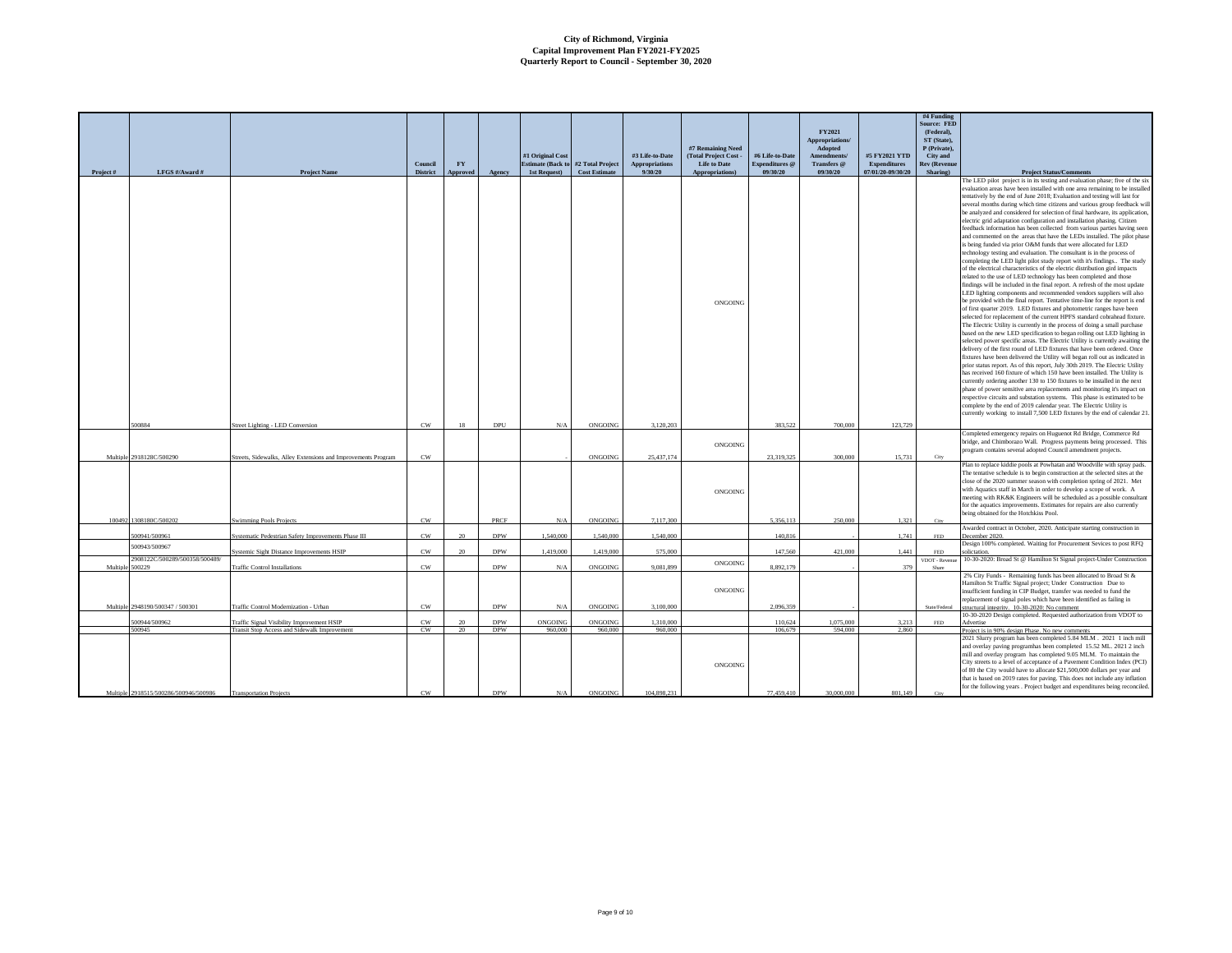**City of Richmond, Virginia**
**Capital Improvement Plan FY2021-FY2025**
**Quarterly Report to Council - September 30, 2020**

| Project # | LFGS #/Award # | Project Name | Council District | FY Approved | Agency | #1 Original Cost Estimate (Back to 1st Request) | #2 Total Project Cost Estimate | #3 Life-to-Date Appropriations 9/30/20 | #7 Remaining Need (Total Project Cost - Life to Date Appropriations) | #6 Life-to-Date Expenditures @ 09/30/20 | FY2021 Appropriations/ Adopted Amendments/ Transfers @ 09/30/20 | #5 FY2021 YTD Expenditures 07/01/20-09/30/20 | #4 Funding Source: FED (Federal), ST (State), P (Private), City and Rev (Revenue Sharing) | Project Status/Comments |
|---|---|---|---|---|---|---|---|---|---|---|---|---|---|---|
| | 500884 | Street Lighting - LED Conversion | CW | 18 | DPU | N/A | ONGOING | 3,120,203 | ONGOING | 383,522 | 700,000 | 123,729 | | The LED pilot project is in its testing and evaluation phase; five of the six evaluation areas have been installed with one area remaining to be installed tentatively by the end of June 2018; Evaluation and testing will last for several months during which time citizens and various group feedback will be analyzed and considered for selection of final hardware, its application, electric grid adaptation configuration and installation phasing. Citizen feedback information has been collected from various parties having seen and commented on the areas that have the LEDs installed. The pilot phase is being funded via prior O&M funds that were allocated for LED technology testing and evaluation. The consultant is in the process of completing the LED light pilot study report with it's findings.. The study of the electrical characteristics of the electric distribution gird impacts related to the use of LED technology has been completed and those findings will be included in the final report. A refresh of the most update LED lighting components and recommended vendors suppliers will also be provided with the final report. Tentative time-line for the report is end of first quarter 2019. LED fixtures and photometric ranges have been selected for replacement of the current HPFS standard cobrahead fixture. The Electric Utility is currently in the process of doing a small purchase based on the new LED specification to began rolling out LED lighting in selected power specific areas. The Electric Utility is currently awaiting the delivery of the first round of LED fixtures that have been ordered. Once fixtures have been delivered the Utility will began roll out as indicated in prior status report. As of this report, July 30th 2019. The Electric Utility has received 160 fixture of which 150 have been installed. The Utility is currently ordering another 130 to 150 fixtures to be installed in the next phase of power sensitive area replacements and monitoring it's impact on respective circuits and substation systems. This phase is estimated to be complete by the end of 2019 calendar year. The Electric Utility is currently working to install 7,500 LED fixtures by the end of calendar 21. |
| Multiple | 2918128C/500290 | Streets, Sidewalks, Alley Extensions and Improvements Program | CW | | | - | ONGOING | 25,437,174 | ONGOING | 23,319,325 | 300,000 | 15,731 | City | Completed emergency repairs on Huguenot Rd Bridge, Commerce Rd bridge, and Chimborazo Wall. Progress payments being processed. This program contains several adopted Council amendment projects. |
| 100492 | 1308180C/500202 | Swimming Pools Projects | CW | | PRCF | N/A | ONGOING | 7,117,300 | ONGOING | 5,356,113 | 250,000 | 1,321 | City | Plan to replace kiddie pools at Powhatan and Woodville with spray pads. The tentative schedule is to begin construction at the selected sites at the close of the 2020 summer season with completion spring of 2021. Met with Aquatics staff in March in order to develop a scope of work. A meeting with RK&K Engineers will be scheduled as a possible consultant for the aquatics improvements. Estimates for repairs are also currently being obtained for the Hotchkiss Pool. |
| | 500941/500961 | Systematic Pedestrian Safety Improvements Phase III | CW | 20 | DPW | 1,540,000 | 1,540,000 | 1,540,000 | | 140,816 | - | 1,741 | FED | Awarded contract in October, 2020. Anticipate starting construction in December 2020. |
| | 500943/500967 | Systemic Sight Distance Improvements HSIP | CW | 20 | DPW | 1,419,000 | 1,419,000 | 575,000 | | 147,560 | 421,000 | 1,441 | FED | Design 100% completed. Waiting for Procurement Sevices to post RFQ solictation. |
| Multiple | 2908122C/500289/500358/500489/ 500229 | Traffic Control Installations | CW | | DPW | N/A | ONGOING | 9,081,899 | ONGOING | 8,892,179 | - | 379 | VDOT - Revenue Share | 10-30-2020: Broad St @ Hamilton St Signal project-Under Construction |
| Multiple | 2948190/500347 / 500301 | Traffic Control Modernization - Urban | CW | | DPW | N/A | ONGOING | 3,100,000 | ONGOING | 2,096,359 | - | | State/Federal | 2% City Funds - Remaining funds has been allocated to Broad St & Hamilton St Traffic Signal project; Under Construction Due to insufficient funding in CIP Budget, transfer was needed to fund the replacement of signal poles which have been identified as failing in structural integrity.. 10-30-2020: No comment |
| | 500944/500962 | Traffic Signal Visibility Improvement HSIP | CW | 20 | DPW | ONGOING | ONGOING | 1,310,000 | | 110,624 | 1,075,000 | 3,213 | FED | 10-30-2020 Design completed. Requested authorization from VDOT to Advertise |
| | 500945 | Transit Stop Access and Sidewalk Improvement | CW | 20 | DPW | 960,000 | 960,000 | 960,000 | | 106,679 | 594,000 | 2,860 | | Project is in 90% design Phase. No new comments |
| Multiple | 2918515/500286/500946/500986 | Transportation Projects | CW | | DPW | N/A | ONGOING | 104,898,231 | ONGOING | 77,459,410 | 30,000,000 | 801,149 | City | 2021 Slurry program has been completed 5.84 MLM . 2021 1 inch mill and overlay paving programhas been completed 15.52 ML. 2021 2 inch mill and overlay program has completed 9.05 MLM. To maintain the City streets to a level of acceptance of a Pavement Condition Index (PCI) of 80 the City would have to allocate $21,500,000 dollars per year and that is based on 2019 rates for paving. This does not include any inflation for the following years . Project budget and expenditures being reconciled. |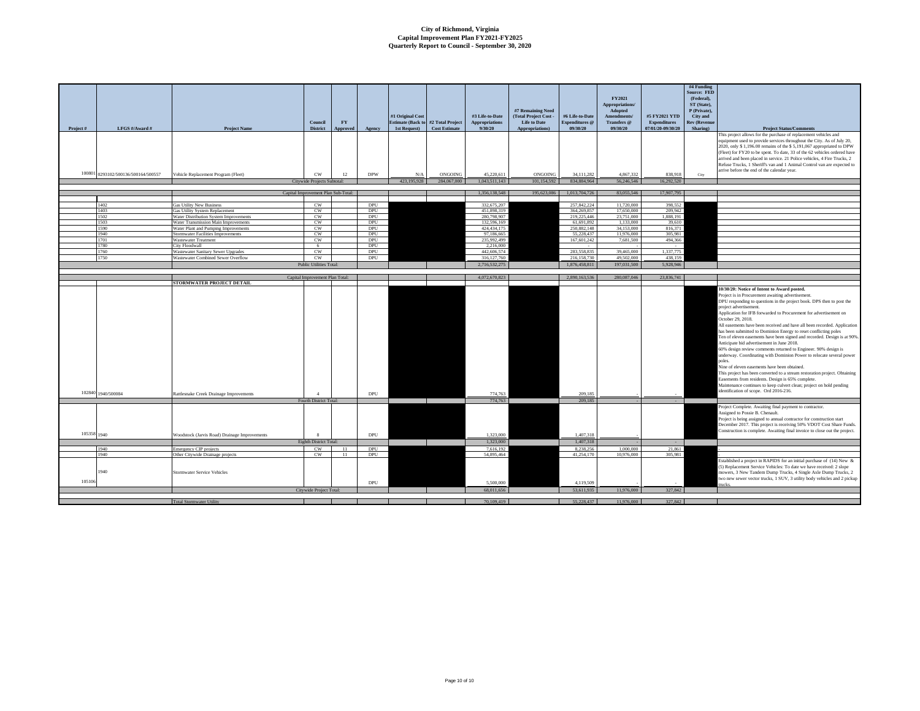# City of Richmond, Virginia
## Capital Improvement Plan FY2021-FY2025
## Quarterly Report to Council - September 30, 2020

| Project # | LFGS #/Award # | Project Name | Council District | FY Approved | Agency | #1 Original Cost Estimate (Back to 1st Request) | #2 Total Project Cost Estimate | #3 Life-to-Date Appropriations 9/30/20 | #7 Remaining Need (Total Project Cost - Life to Date Appropriations) | #6 Life-to-Date Expenditures @ 09/30/20 | FY2021 Appropriations/ Adopted Amendments/ Transfers @ 09/30/20 | #5 FY2021 YTD Expenditures 07/01/20-09/30/20 | #4 Funding Source: FED (Federal), ST (State), P (Private), City and Rev (Revenue Sharing) | Project Status/Comments |
|---|---|---|---|---|---|---|---|---|---|---|---|---|---|---|
| 100801 | 0293102/500136/500164/500557 | Vehicle Replacement Program (Fleet) | CW | 12 | DPW | N/A | ONGOING | 45,220,611 | ONGOING | 34,111,282 | 4,867,332 | 838,918 | City | This project allows for the purchase of replacement vehicles and equipment used to provide services throughout the City. As of July 20, 2020, only $ 1,196.00 remains of the $ 5,191,067 appropriated to DPW (Fleet) for FY20 to be spent. To date, 33 of the 62 vehicles ordered have arrived and been placed in service. 21 Police vehicles, 4 Fire Trucks, 2 Refuse Trucks, 1 Sheriff's van and 1 Animal Control van are expected to arrive before the end of the calendar year. |
| | | Citywide Projects Subtotal: | | | | 423,195,928 | 284,067,000 | 1,043,511,143 | 101,154,592 | 834,884,964 | 56,246,546 | 16,292,520 | | |
| | | Capital Improvement Plan Sub-Total: | | | | | | 1,356,138,548 | 195,623,086 | 1,013,704,726 | 83,055,546 | 17,907,795 | | |
| | 1402 | Gas Utility New Business | CW | | DPU | | | 332,675,207 | | 257,842,224 | 11,720,000 | 398,552 | | |
| | 1403 | Gas Utility System Replacement | CW | | DPU | | | 451,898,319 | | 364,269,857 | 17,650,000 | 209,942 | | |
| | 1502 | Water Distribution System Improvements | CW | | DPU | | | 280,798,907 | | 219,225,446 | 23,751,000 | 1,888,191 | | |
| | 1503 | Water Transmission Main Improvements | CW | | DPU | | | 132,596,169 | | 61,691,892 | 1,133,000 | 39,610 | | |
| | 1590 | Water Plant and Pumping Improvements | CW | | DPU | | | 424,434,175 | | 250,882,148 | 34,153,000 | 816,371 | | |
| | 1940 | Stormwater Facilities Improvements | CW | | DPU | | | 97,186,665 | | 55,228,437 | 11,976,000 | 305,981 | | |
| | 1701 | Wastewater Treatment | CW | | DPU | | | 235,992,499 | | 167,601,242 | 7,681,500 | 494,366 | | |
| | 1780 | City Floodwall | 6 | | DPU | | | 2,216,000 | | - | - | - | | |
| | 1760 | Wastewater Sanitary Sewer Upgrades | CW | | DPU | | | 442,606,574 | | 283,558,835 | 39,465,000 | 1,337,775 | | |
| | 1750 | Wastewater Combined Sewer Overflow | CW | | DPU | | | 316,127,760 | | 216,158,730 | 49,502,000 | 438,159 | | |
| | | Public Utilities Total: | | | | | | 2,716,532,275 | | 1,876,458,811 | 197,031,500 | 5,928,946 | | |
| | | Capital Improvement Plan Total: | | | | | | 4,072,670,823 | | 2,890,163,536 | 280,087,046 | 23,836,741 | | |
| | | **STORMWATER PROJECT DETAIL** | | | | | | | | | | | | |
| 102840 | 1940/500084 | Rattlesnake Creek Drainage Improvements | 4 | | DPU | | | 774,763 | | 209,185 | - | - | | **10/30/20: Notice of Intent to Award posted.** Project is in Procurement awaiting advertisement. DPU responding to questions in the project book. DPS then to post the project advertisement. Application for IFB forwarded to Procurement for advertisement on October 29, 2018. All easements have been received and have all been recorded. Application has been submitted to Dominion Energy to reset conflicting poles Ten of eleven easements have been signed and recorded. Design is at 90%. Anticipate bid advertisement in June 2018. 60% design review comments returned to Engineer. 90% design is underway. Coordinating with Dominion Power to relocate several power poles. Nine of eleven easements have been obtained. This project has been converted to a stream restoration project. Obtaining Easements from residents. Design is 65% complete. Maintenance continues to keep culvert clean; project on hold pending identification of scope. Ord 2016-216. |
| | | Fourth District Total: | | | | | | 774,763 | | 209,185 | - | - | | |
| 105358 | 1940 | Woodstock (Jarvis Road) Drainage Improvements | 8 | | DPU | | | 1,323,000 | | 1,407,318 | - | | | Project Complete. Awaiting final payment to contractor. Assigned to Possie B. Chenault. Project is being assigned to annual contractor for construction start December 2017. This project is receiving 50% VDOT Cost Share Funds. Construction is complete. Awaiting final invoice to close out the project. |
| | | Eighth District Total: | | | | | | 1,323,000 | | 1,407,318 | - | - | | |
| | 1940 | Emergency CIP projects | CW | 11 | DPU | | | 7,616,192 | | 8,238,256 | 1,000,000 | 21,861 | | |
| | 1940 | Other Citywide Drainage projects | CW | 11 | DPU | | | 54,895,464 | | 41,254,170 | 10,976,000 | 305,981 | | |
| 105106 | 1940 | Stormwater Service Vehicles | | | DPU | | | 5,500,000 | | 4,119,509 | - | - | | Established a project in RAPIDS for an initial purchase of (14) New & (5) Replacement Service Vehicles: To date we have received: 2 slope mowers, 3 New Tandem Dump Trucks, 4 Single Axle Dump Trucks, 2 two new sewer vector trucks, 1 SUV, 3 utility body vehicles and 2 pickup trucks. |
| | | Citywide Project Total: | | | | | | 68,011,656 | | 53,611,935 | 11,976,000 | 327,842 | | |
| | | Total Stormwater Utility | | | | | | 70,109,419 | | 55,228,437 | 11,976,000 | 327,842 | | |